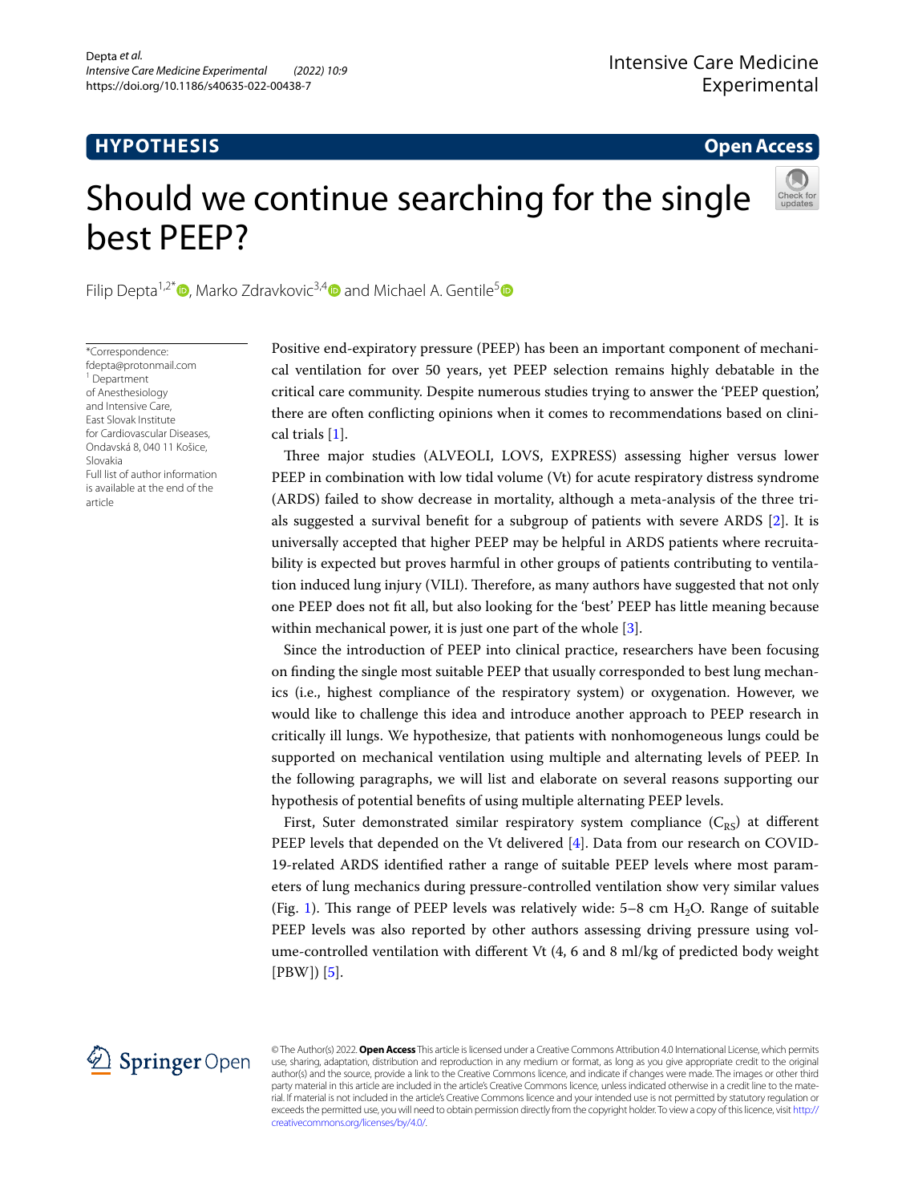**HYPOTHESIS** **Open Access**

# Should we continue searching for the single best PEEP?

Filip Depta[1,2*], Marko Zdravkovic[3,4] and Michael A. Gentile[5]

*Correspondence: fdepta@protonmail.com
[1] Department of Anesthesiology and Intensive Care, East Slovak Institute for Cardiovascular Diseases, Ondavská 8, 040 11 Košice, Slovakia
Full list of author information is available at the end of the article

Positive end-expiratory pressure (PEEP) has been an important component of mechanical ventilation for over 50 years, yet PEEP selection remains highly debatable in the critical care community. Despite numerous studies trying to answer the 'PEEP question', there are often conflicting opinions when it comes to recommendations based on clinical trials [1].

Three major studies (ALVEOLI, LOVS, EXPRESS) assessing higher versus lower PEEP in combination with low tidal volume (Vt) for acute respiratory distress syndrome (ARDS) failed to show decrease in mortality, although a meta-analysis of the three trials suggested a survival benefit for a subgroup of patients with severe ARDS [2]. It is universally accepted that higher PEEP may be helpful in ARDS patients where recruitability is expected but proves harmful in other groups of patients contributing to ventilation induced lung injury (VILI). Therefore, as many authors have suggested that not only one PEEP does not fit all, but also looking for the 'best' PEEP has little meaning because within mechanical power, it is just one part of the whole [3].

Since the introduction of PEEP into clinical practice, researchers have been focusing on finding the single most suitable PEEP that usually corresponded to best lung mechanics (i.e., highest compliance of the respiratory system) or oxygenation. However, we would like to challenge this idea and introduce another approach to PEEP research in critically ill lungs. We hypothesize, that patients with nonhomogeneous lungs could be supported on mechanical ventilation using multiple and alternating levels of PEEP. In the following paragraphs, we will list and elaborate on several reasons supporting our hypothesis of potential benefits of using multiple alternating PEEP levels.

First, Suter demonstrated similar respiratory system compliance ($C_{RS}$) at different PEEP levels that depended on the Vt delivered [4]. Data from our research on COVID-19-related ARDS identified rather a range of suitable PEEP levels where most parameters of lung mechanics during pressure-controlled ventilation show very similar values (Fig. 1). This range of PEEP levels was relatively wide: 5–8 cm $H_2O$. Range of suitable PEEP levels was also reported by other authors assessing driving pressure using volume-controlled ventilation with different Vt (4, 6 and 8 ml/kg of predicted body weight [PBW]) [5].

© The Author(s) 2022. **Open Access** This article is licensed under a Creative Commons Attribution 4.0 International License, which permits use, sharing, adaptation, distribution and reproduction in any medium or format, as long as you give appropriate credit to the original author(s) and the source, provide a link to the Creative Commons licence, and indicate if changes were made. The images or other third party material in this article are included in the article's Creative Commons licence, unless indicated otherwise in a credit line to the material. If material is not included in the article's Creative Commons licence and your intended use is not permitted by statutory regulation or exceeds the permitted use, you will need to obtain permission directly from the copyright holder. To view a copy of this licence, visit http://creativecommons.org/licenses/by/4.0/.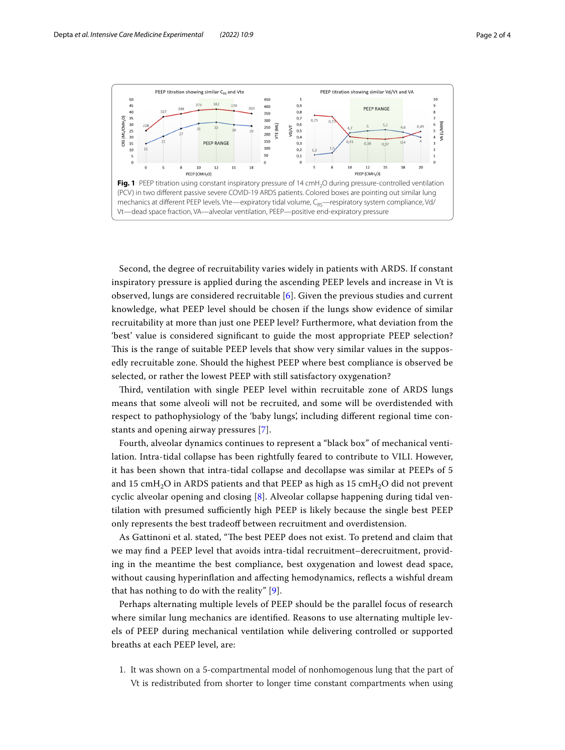**Fig. 1** PEEP titration using constant inspiratory pressure of 14 cmH$_2$O during pressure-controlled ventilation (PCV) in two different passive severe COVID-19 ARDS patients. Colored boxes are pointing out similar lung mechanics at different PEEP levels. Vte—expiratory tidal volume, C$_{RS}$—respiratory system compliance, Vd/Vt—dead space fraction, VA—alveolar ventilation, PEEP—positive end-expiratory pressure

Second, the degree of recruitability varies widely in patients with ARDS. If constant inspiratory pressure is applied during the ascending PEEP levels and increase in Vt is observed, lungs are considered recruitable [6]. Given the previous studies and current knowledge, what PEEP level should be chosen if the lungs show evidence of similar recruitability at more than just one PEEP level? Furthermore, what deviation from the 'best' value is considered significant to guide the most appropriate PEEP selection? This is the range of suitable PEEP levels that show very similar values in the supposedly recruitable zone. Should the highest PEEP where best compliance is observed be selected, or rather the lowest PEEP with still satisfactory oxygenation?

Third, ventilation with single PEEP level within recruitable zone of ARDS lungs means that some alveoli will not be recruited, and some will be overdistended with respect to pathophysiology of the 'baby lungs', including different regional time constants and opening airway pressures [7].

Fourth, alveolar dynamics continues to represent a "black box" of mechanical ventilation. Intra-tidal collapse has been rightfully feared to contribute to VILI. However, it has been shown that intra-tidal collapse and decollapse was similar at PEEPs of 5 and 15 cmH$_2$O in ARDS patients and that PEEP as high as 15 cmH$_2$O did not prevent cyclic alveolar opening and closing [8]. Alveolar collapse happening during tidal ventilation with presumed sufficiently high PEEP is likely because the single best PEEP only represents the best tradeoff between recruitment and overdistension.

As Gattinoni et al. stated, "The best PEEP does not exist. To pretend and claim that we may find a PEEP level that avoids intra-tidal recruitment–derecruitment, providing in the meantime the best compliance, best oxygenation and lowest dead space, without causing hyperinflation and affecting hemodynamics, reflects a wishful dream that has nothing to do with the reality" [9].

Perhaps alternating multiple levels of PEEP should be the parallel focus of research where similar lung mechanics are identified. Reasons to use alternating multiple levels of PEEP during mechanical ventilation while delivering controlled or supported breaths at each PEEP level, are:

1. It was shown on a 5-compartmental model of nonhomogenous lung that the part of Vt is redistributed from shorter to longer time constant compartments when using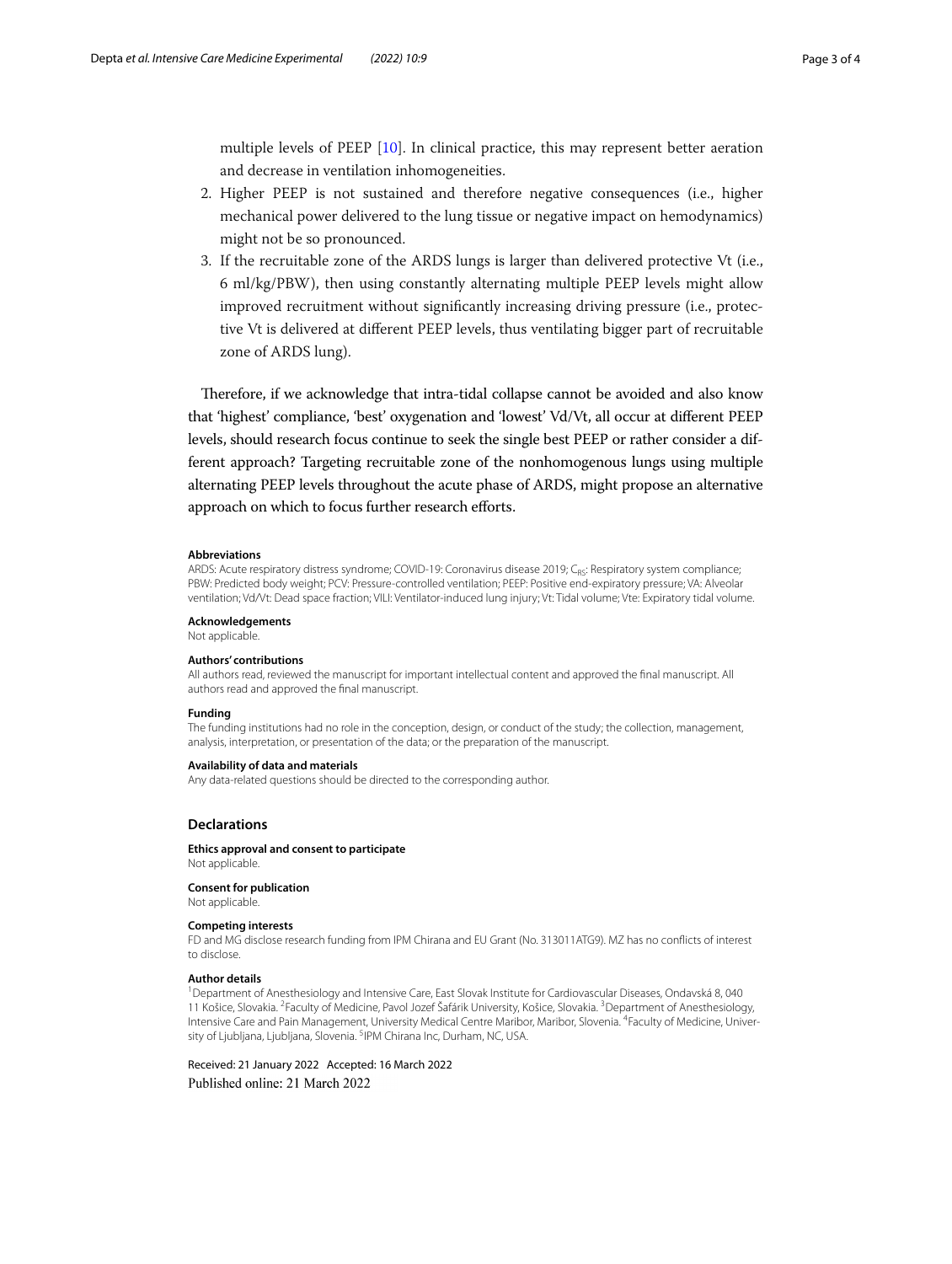multiple levels of PEEP [10]. In clinical practice, this may represent better aeration and decrease in ventilation inhomogeneities.

2. Higher PEEP is not sustained and therefore negative consequences (i.e., higher mechanical power delivered to the lung tissue or negative impact on hemodynamics) might not be so pronounced.
3. If the recruitable zone of the ARDS lungs is larger than delivered protective Vt (i.e., 6 ml/kg/PBW), then using constantly alternating multiple PEEP levels might allow improved recruitment without significantly increasing driving pressure (i.e., protective Vt is delivered at different PEEP levels, thus ventilating bigger part of recruitable zone of ARDS lung).

Therefore, if we acknowledge that intra-tidal collapse cannot be avoided and also know that 'highest' compliance, 'best' oxygenation and 'lowest' Vd/Vt, all occur at different PEEP levels, should research focus continue to seek the single best PEEP or rather consider a different approach? Targeting recruitable zone of the nonhomogenous lungs using multiple alternating PEEP levels throughout the acute phase of ARDS, might propose an alternative approach on which to focus further research efforts.

#### Abbreviations

ARDS: Acute respiratory distress syndrome; COVID-19: Coronavirus disease 2019; $C_{RS}$: Respiratory system compliance; PBW: Predicted body weight; PCV: Pressure-controlled ventilation; PEEP: Positive end-expiratory pressure; VA: Alveolar ventilation; Vd/Vt: Dead space fraction; VILI: Ventilator-induced lung injury; Vt: Tidal volume; Vte: Expiratory tidal volume.

#### Acknowledgements

Not applicable.

#### Authors' contributions

All authors read, reviewed the manuscript for important intellectual content and approved the final manuscript. All authors read and approved the final manuscript.

#### Funding

The funding institutions had no role in the conception, design, or conduct of the study; the collection, management, analysis, interpretation, or presentation of the data; or the preparation of the manuscript.

#### Availability of data and materials

Any data-related questions should be directed to the corresponding author.

## Declarations

#### Ethics approval and consent to participate

Not applicable.

#### Consent for publication

Not applicable.

#### Competing interests

FD and MG disclose research funding from IPM Chirana and EU Grant (No. 313011ATG9). MZ has no conflicts of interest to disclose.

#### Author details

[1]Department of Anesthesiology and Intensive Care, East Slovak Institute for Cardiovascular Diseases, Ondavská 8, 040 11 Košice, Slovakia. [2]Faculty of Medicine, Pavol Jozef Šafárik University, Košice, Slovakia. [3]Department of Anesthesiology, Intensive Care and Pain Management, University Medical Centre Maribor, Maribor, Slovenia. [4]Faculty of Medicine, University of Ljubljana, Ljubljana, Slovenia. [5]IPM Chirana Inc, Durham, NC, USA.

Received: 21 January 2022 Accepted: 16 March 2022
Published online: 21 March 2022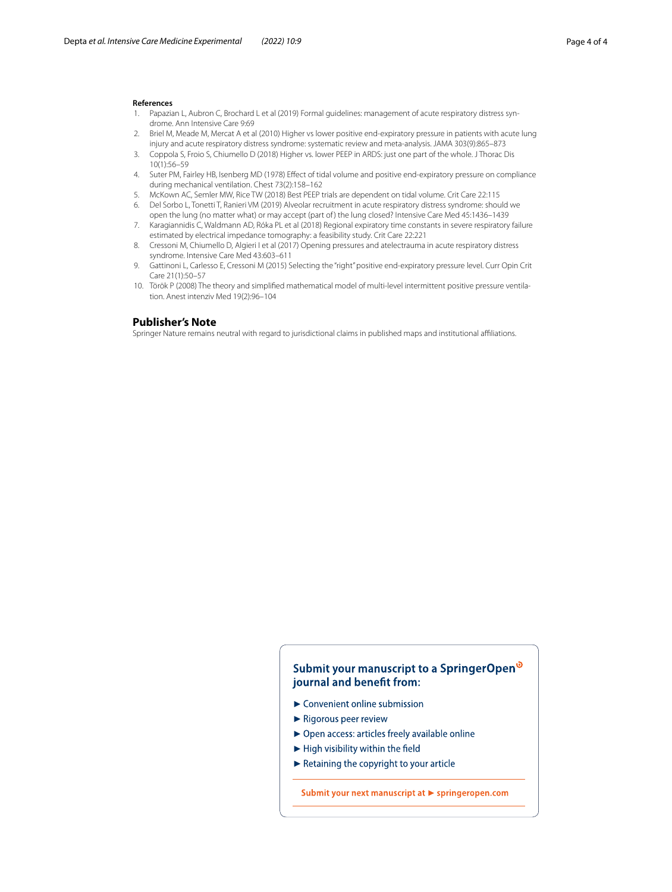### References

1. Papazian L, Aubron C, Brochard L et al (2019) Formal guidelines: management of acute respiratory distress syndrome. Ann Intensive Care 9:69
2. Briel M, Meade M, Mercat A et al (2010) Higher vs lower positive end-expiratory pressure in patients with acute lung injury and acute respiratory distress syndrome: systematic review and meta-analysis. JAMA 303(9):865–873
3. Coppola S, Froio S, Chiumello D (2018) Higher vs. lower PEEP in ARDS: just one part of the whole. J Thorac Dis 10(1):56–59
4. Suter PM, Fairley HB, Isenberg MD (1978) Effect of tidal volume and positive end-expiratory pressure on compliance during mechanical ventilation. Chest 73(2):158–162
5. McKown AC, Semler MW, Rice TW (2018) Best PEEP trials are dependent on tidal volume. Crit Care 22:115
6. Del Sorbo L, Tonetti T, Ranieri VM (2019) Alveolar recruitment in acute respiratory distress syndrome: should we open the lung (no matter what) or may accept (part of) the lung closed? Intensive Care Med 45:1436–1439
7. Karagiannidis C, Waldmann AD, Róka PL et al (2018) Regional expiratory time constants in severe respiratory failure estimated by electrical impedance tomography: a feasibility study. Crit Care 22:221
8. Cressoni M, Chiumello D, Algieri I et al (2017) Opening pressures and atelectrauma in acute respiratory distress syndrome. Intensive Care Med 43:603–611
9. Gattinoni L, Carlesso E, Cressoni M (2015) Selecting the "right" positive end-expiratory pressure level. Curr Opin Crit Care 21(1):50–57
10. Török P (2008) The theory and simplified mathematical model of multi-level intermittent positive pressure ventilation. Anest intenziv Med 19(2):96–104

## Publisher's Note

Springer Nature remains neutral with regard to jurisdictional claims in published maps and institutional affiliations.

**Submit your manuscript to a SpringerOpen journal and benefit from:**

- ► Convenient online submission
- ► Rigorous peer review
- ► Open access: articles freely available online
- ► High visibility within the field
- ► Retaining the copyright to your article

**Submit your next manuscript at ► springeropen.com**